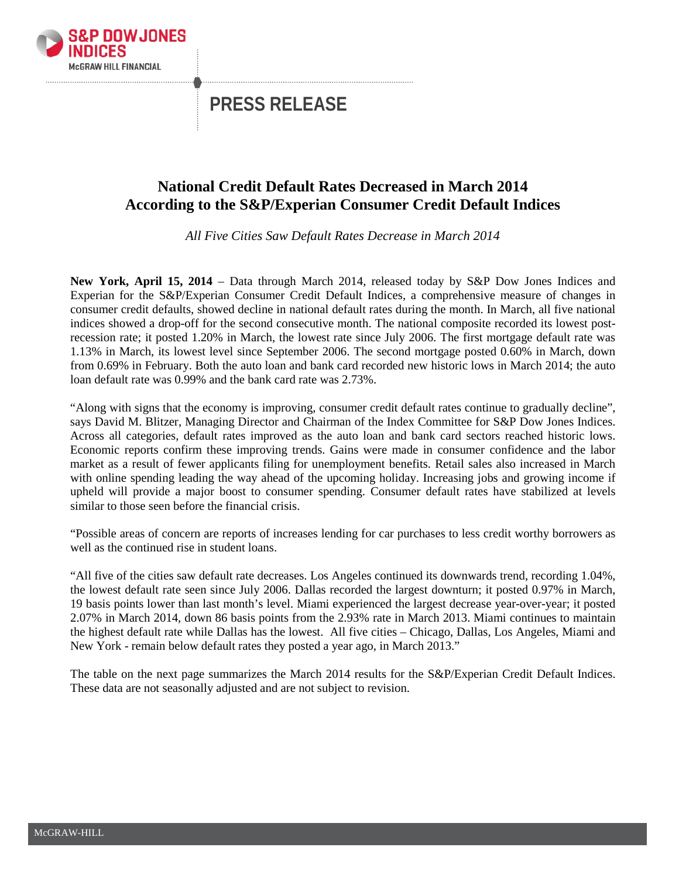# PRESS RELEASE

## National Credit Default Rates Decreased in March 2014 According to the S&P/Experian Consumer Credit Default Indices

*All Five Cities Saw Default Rates Decrease in March 2014*

**New York, April 15, 2014** – Data through March 2014, released today by S&P Dow Jones Indices and Experian for the S&P/Experian Consumer Credit Default Indices, a comprehensive measure of changes in consumer credit defaults, showed decline in national default rates during the month. In March, all five national indices showed a drop-off for the second consecutive month. The national composite recorded its lowest post-recession rate; it posted 1.20% in March, the lowest rate since July 2006. The first mortgage default rate was 1.13% in March, its lowest level since September 2006. The second mortgage posted 0.60% in March, down from 0.69% in February. Both the auto loan and bank card recorded new historic lows in March 2014; the auto loan default rate was 0.99% and the bank card rate was 2.73%.

"Along with signs that the economy is improving, consumer credit default rates continue to gradually decline", says David M. Blitzer, Managing Director and Chairman of the Index Committee for S&P Dow Jones Indices. Across all categories, default rates improved as the auto loan and bank card sectors reached historic lows. Economic reports confirm these improving trends. Gains were made in consumer confidence and the labor market as a result of fewer applicants filing for unemployment benefits. Retail sales also increased in March with online spending leading the way ahead of the upcoming holiday. Increasing jobs and growing income if upheld will provide a major boost to consumer spending. Consumer default rates have stabilized at levels similar to those seen before the financial crisis.

"Possible areas of concern are reports of increases lending for car purchases to less credit worthy borrowers as well as the continued rise in student loans.

"All five of the cities saw default rate decreases. Los Angeles continued its downwards trend, recording 1.04%, the lowest default rate seen since July 2006. Dallas recorded the largest downturn; it posted 0.97% in March, 19 basis points lower than last month's level. Miami experienced the largest decrease year-over-year; it posted 2.07% in March 2014, down 86 basis points from the 2.93% rate in March 2013. Miami continues to maintain the highest default rate while Dallas has the lowest. All five cities – Chicago, Dallas, Los Angeles, Miami and New York - remain below default rates they posted a year ago, in March 2013."

The table on the next page summarizes the March 2014 results for the S&P/Experian Credit Default Indices. These data are not seasonally adjusted and are not subject to revision.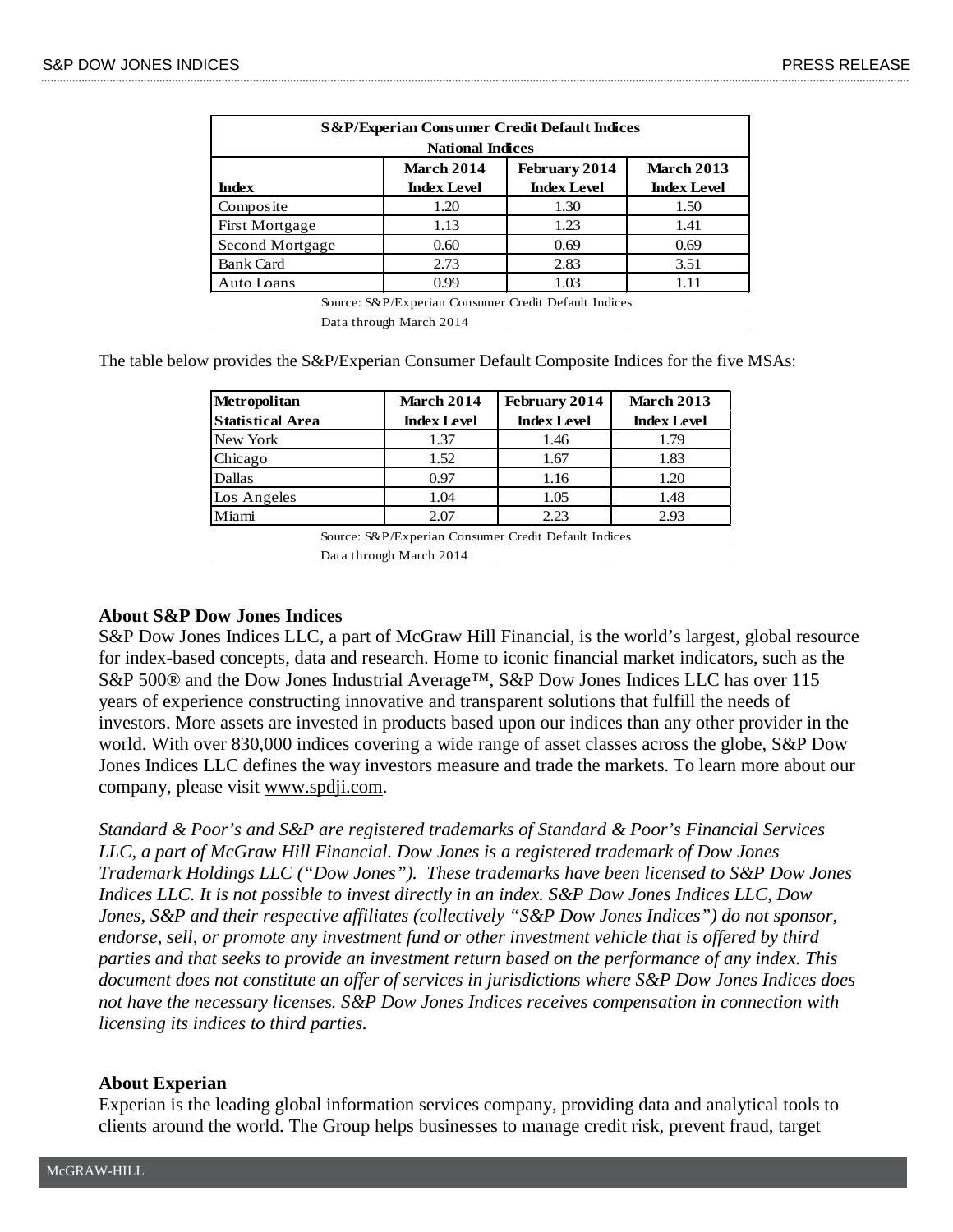| S&P/Experian Consumer Credit Default Indices National Indices | | | |
|---|---|---|---|
| **Index** | **March 2014 Index Level** | **February 2014 Index Level** | **March 2013 Index Level** |
| Composite | 1.20 | 1.30 | 1.50 |
| First Mortgage | 1.13 | 1.23 | 1.41 |
| Second Mortgage | 0.60 | 0.69 | 0.69 |
| Bank Card | 2.73 | 2.83 | 3.51 |
| Auto Loans | 0.99 | 1.03 | 1.11 |

Source: S&P/Experian Consumer Credit Default Indices
Data through March 2014

The table below provides the S&P/Experian Consumer Default Composite Indices for the five MSAs:

| Metropolitan Statistical Area | March 2014 Index Level | February 2014 Index Level | March 2013 Index Level |
|---|---|---|---|
| New York | 1.37 | 1.46 | 1.79 |
| Chicago | 1.52 | 1.67 | 1.83 |
| Dallas | 0.97 | 1.16 | 1.20 |
| Los Angeles | 1.04 | 1.05 | 1.48 |
| Miami | 2.07 | 2.23 | 2.93 |

Source: S&P/Experian Consumer Credit Default Indices
Data through March 2014

**About S&P Dow Jones Indices**

S&P Dow Jones Indices LLC, a part of McGraw Hill Financial, is the world's largest, global resource for index-based concepts, data and research. Home to iconic financial market indicators, such as the S&P 500® and the Dow Jones Industrial Average™, S&P Dow Jones Indices LLC has over 115 years of experience constructing innovative and transparent solutions that fulfill the needs of investors. More assets are invested in products based upon our indices than any other provider in the world. With over 830,000 indices covering a wide range of asset classes across the globe, S&P Dow Jones Indices LLC defines the way investors measure and trade the markets. To learn more about our company, please visit www.spdji.com.

*Standard & Poor's and S&P are registered trademarks of Standard & Poor's Financial Services LLC, a part of McGraw Hill Financial. Dow Jones is a registered trademark of Dow Jones Trademark Holdings LLC ("Dow Jones"). These trademarks have been licensed to S&P Dow Jones Indices LLC. It is not possible to invest directly in an index. S&P Dow Jones Indices LLC, Dow Jones, S&P and their respective affiliates (collectively "S&P Dow Jones Indices") do not sponsor, endorse, sell, or promote any investment fund or other investment vehicle that is offered by third parties and that seeks to provide an investment return based on the performance of any index. This document does not constitute an offer of services in jurisdictions where S&P Dow Jones Indices does not have the necessary licenses. S&P Dow Jones Indices receives compensation in connection with licensing its indices to third parties.*

**About Experian**

Experian is the leading global information services company, providing data and analytical tools to clients around the world. The Group helps businesses to manage credit risk, prevent fraud, target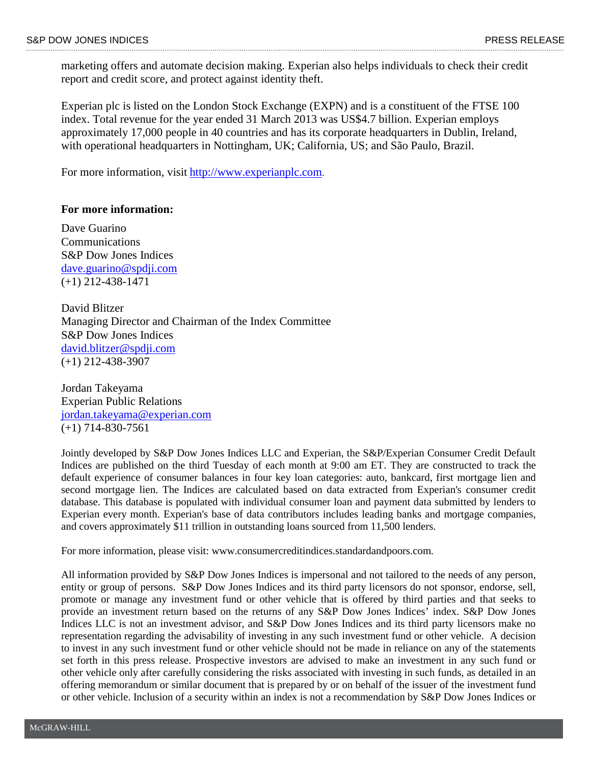marketing offers and automate decision making. Experian also helps individuals to check their credit report and credit score, and protect against identity theft.

Experian plc is listed on the London Stock Exchange (EXPN) and is a constituent of the FTSE 100 index. Total revenue for the year ended 31 March 2013 was US$4.7 billion. Experian employs approximately 17,000 people in 40 countries and has its corporate headquarters in Dublin, Ireland, with operational headquarters in Nottingham, UK; California, US; and São Paulo, Brazil.

For more information, visit http://www.experianplc.com.

**For more information:**

Dave Guarino
Communications
S&P Dow Jones Indices
dave.guarino@spdji.com
(+1) 212-438-1471

David Blitzer
Managing Director and Chairman of the Index Committee
S&P Dow Jones Indices
david.blitzer@spdji.com
(+1) 212-438-3907

Jordan Takeyama
Experian Public Relations
jordan.takeyama@experian.com
(+1) 714-830-7561

Jointly developed by S&P Dow Jones Indices LLC and Experian, the S&P/Experian Consumer Credit Default Indices are published on the third Tuesday of each month at 9:00 am ET. They are constructed to track the default experience of consumer balances in four key loan categories: auto, bankcard, first mortgage lien and second mortgage lien. The Indices are calculated based on data extracted from Experian's consumer credit database. This database is populated with individual consumer loan and payment data submitted by lenders to Experian every month. Experian's base of data contributors includes leading banks and mortgage companies, and covers approximately $11 trillion in outstanding loans sourced from 11,500 lenders.

For more information, please visit: www.consumercreditindices.standardandpoors.com.

All information provided by S&P Dow Jones Indices is impersonal and not tailored to the needs of any person, entity or group of persons. S&P Dow Jones Indices and its third party licensors do not sponsor, endorse, sell, promote or manage any investment fund or other vehicle that is offered by third parties and that seeks to provide an investment return based on the returns of any S&P Dow Jones Indices' index. S&P Dow Jones Indices LLC is not an investment advisor, and S&P Dow Jones Indices and its third party licensors make no representation regarding the advisability of investing in any such investment fund or other vehicle. A decision to invest in any such investment fund or other vehicle should not be made in reliance on any of the statements set forth in this press release. Prospective investors are advised to make an investment in any such fund or other vehicle only after carefully considering the risks associated with investing in such funds, as detailed in an offering memorandum or similar document that is prepared by or on behalf of the issuer of the investment fund or other vehicle. Inclusion of a security within an index is not a recommendation by S&P Dow Jones Indices or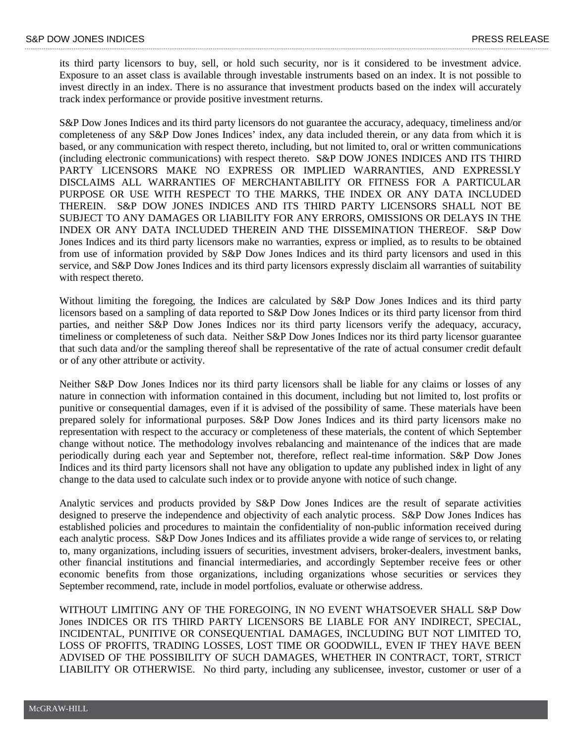its third party licensors to buy, sell, or hold such security, nor is it considered to be investment advice. Exposure to an asset class is available through investable instruments based on an index. It is not possible to invest directly in an index. There is no assurance that investment products based on the index will accurately track index performance or provide positive investment returns.

S&P Dow Jones Indices and its third party licensors do not guarantee the accuracy, adequacy, timeliness and/or completeness of any S&P Dow Jones Indices' index, any data included therein, or any data from which it is based, or any communication with respect thereto, including, but not limited to, oral or written communications (including electronic communications) with respect thereto. S&P DOW JONES INDICES AND ITS THIRD PARTY LICENSORS MAKE NO EXPRESS OR IMPLIED WARRANTIES, AND EXPRESSLY DISCLAIMS ALL WARRANTIES OF MERCHANTABILITY OR FITNESS FOR A PARTICULAR PURPOSE OR USE WITH RESPECT TO THE MARKS, THE INDEX OR ANY DATA INCLUDED THEREIN. S&P DOW JONES INDICES AND ITS THIRD PARTY LICENSORS SHALL NOT BE SUBJECT TO ANY DAMAGES OR LIABILITY FOR ANY ERRORS, OMISSIONS OR DELAYS IN THE INDEX OR ANY DATA INCLUDED THEREIN AND THE DISSEMINATION THEREOF. S&P Dow Jones Indices and its third party licensors make no warranties, express or implied, as to results to be obtained from use of information provided by S&P Dow Jones Indices and its third party licensors and used in this service, and S&P Dow Jones Indices and its third party licensors expressly disclaim all warranties of suitability with respect thereto.

Without limiting the foregoing, the Indices are calculated by S&P Dow Jones Indices and its third party licensors based on a sampling of data reported to S&P Dow Jones Indices or its third party licensor from third parties, and neither S&P Dow Jones Indices nor its third party licensors verify the adequacy, accuracy, timeliness or completeness of such data. Neither S&P Dow Jones Indices nor its third party licensor guarantee that such data and/or the sampling thereof shall be representative of the rate of actual consumer credit default or of any other attribute or activity.

Neither S&P Dow Jones Indices nor its third party licensors shall be liable for any claims or losses of any nature in connection with information contained in this document, including but not limited to, lost profits or punitive or consequential damages, even if it is advised of the possibility of same. These materials have been prepared solely for informational purposes. S&P Dow Jones Indices and its third party licensors make no representation with respect to the accuracy or completeness of these materials, the content of which September change without notice. The methodology involves rebalancing and maintenance of the indices that are made periodically during each year and September not, therefore, reflect real-time information. S&P Dow Jones Indices and its third party licensors shall not have any obligation to update any published index in light of any change to the data used to calculate such index or to provide anyone with notice of such change.

Analytic services and products provided by S&P Dow Jones Indices are the result of separate activities designed to preserve the independence and objectivity of each analytic process. S&P Dow Jones Indices has established policies and procedures to maintain the confidentiality of non-public information received during each analytic process. S&P Dow Jones Indices and its affiliates provide a wide range of services to, or relating to, many organizations, including issuers of securities, investment advisers, broker-dealers, investment banks, other financial institutions and financial intermediaries, and accordingly September receive fees or other economic benefits from those organizations, including organizations whose securities or services they September recommend, rate, include in model portfolios, evaluate or otherwise address.

WITHOUT LIMITING ANY OF THE FOREGOING, IN NO EVENT WHATSOEVER SHALL S&P Dow Jones INDICES OR ITS THIRD PARTY LICENSORS BE LIABLE FOR ANY INDIRECT, SPECIAL, INCIDENTAL, PUNITIVE OR CONSEQUENTIAL DAMAGES, INCLUDING BUT NOT LIMITED TO, LOSS OF PROFITS, TRADING LOSSES, LOST TIME OR GOODWILL, EVEN IF THEY HAVE BEEN ADVISED OF THE POSSIBILITY OF SUCH DAMAGES, WHETHER IN CONTRACT, TORT, STRICT LIABILITY OR OTHERWISE. No third party, including any sublicensee, investor, customer or user of a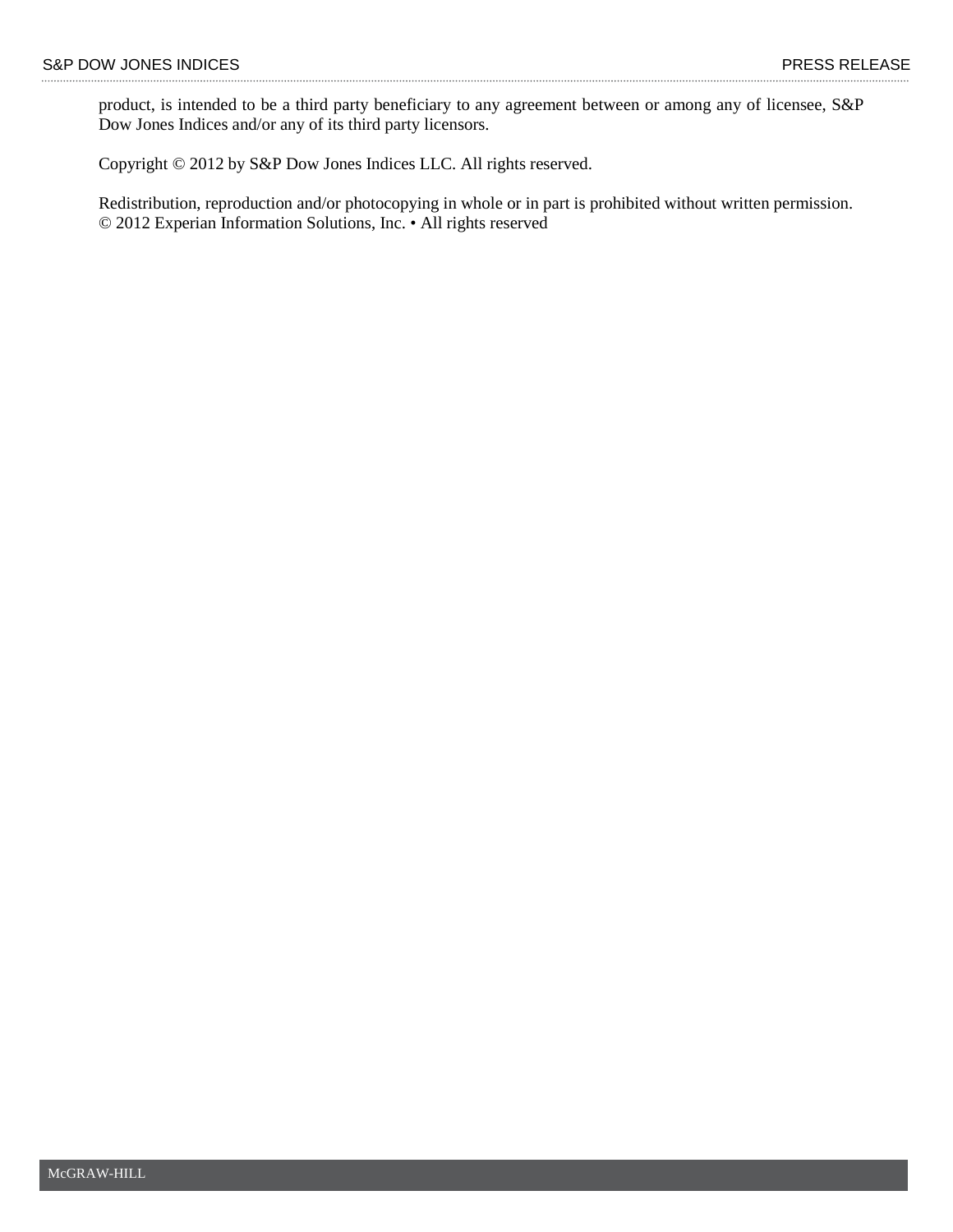product, is intended to be a third party beneficiary to any agreement between or among any of licensee, S&P Dow Jones Indices and/or any of its third party licensors.

Copyright © 2012 by S&P Dow Jones Indices LLC. All rights reserved.

Redistribution, reproduction and/or photocopying in whole or in part is prohibited without written permission.
© 2012 Experian Information Solutions, Inc. • All rights reserved